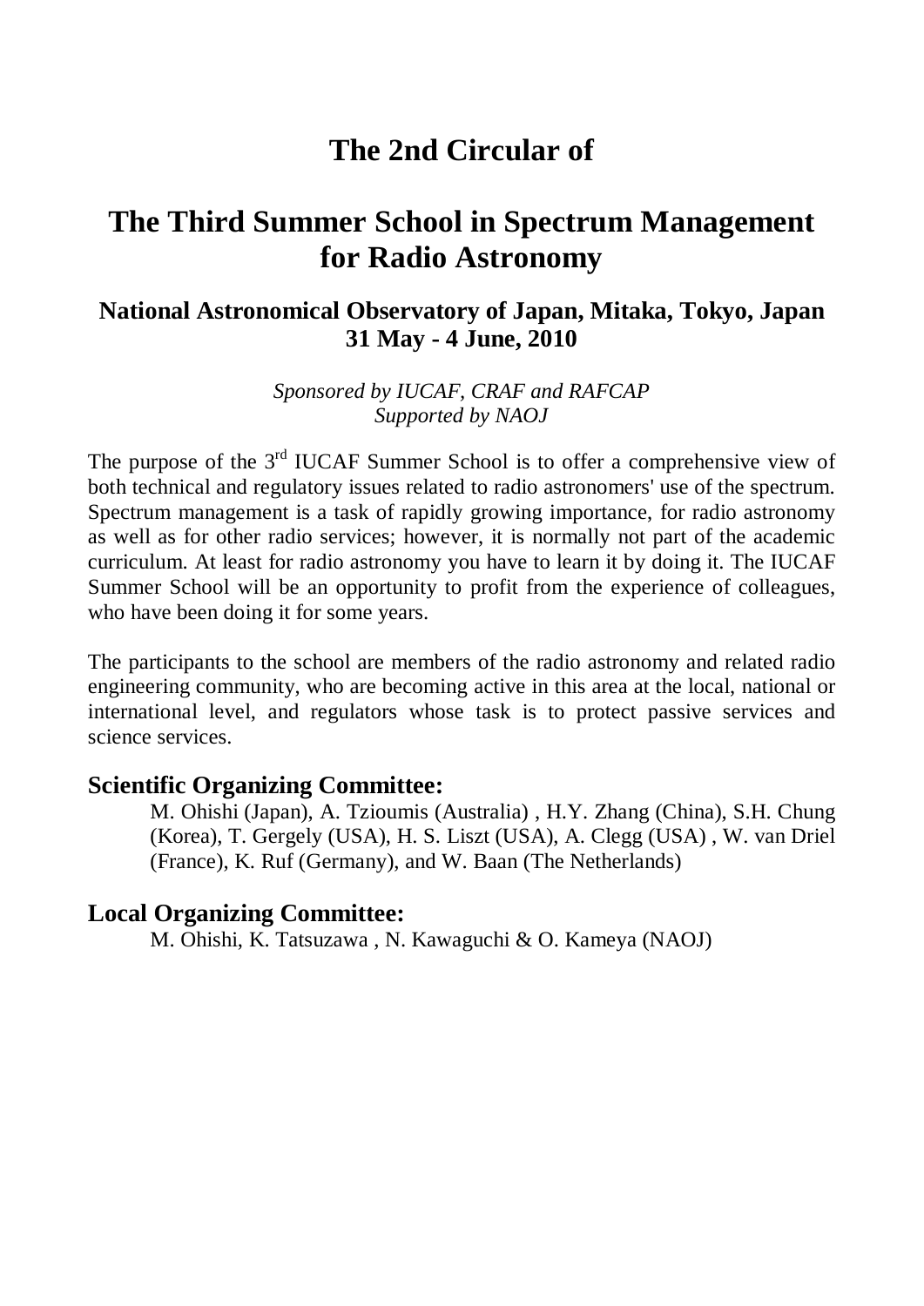# The 2nd Circular of

# The Third Summer School in Spectrum Management for Radio Astronomy

### National Astronomical Observatory of Japan, Mitaka, Tokyo, Japan 31 May - 4 June, 2010

*Sponsored by IUCAF, CRAF and RAFCAP*
*Supported by NAOJ*

The purpose of the 3rd IUCAF Summer School is to offer a comprehensive view of both technical and regulatory issues related to radio astronomers' use of the spectrum. Spectrum management is a task of rapidly growing importance, for radio astronomy as well as for other radio services; however, it is normally not part of the academic curriculum. At least for radio astronomy you have to learn it by doing it. The IUCAF Summer School will be an opportunity to profit from the experience of colleagues, who have been doing it for some years.

The participants to the school are members of the radio astronomy and related radio engineering community, who are becoming active in this area at the local, national or international level, and regulators whose task is to protect passive services and science services.

### Scientific Organizing Committee:

M. Ohishi (Japan), A. Tzioumis (Australia) , H.Y. Zhang (China), S.H. Chung (Korea), T. Gergely (USA), H. S. Liszt (USA), A. Clegg (USA) , W. van Driel (France), K. Ruf (Germany), and W. Baan (The Netherlands)

### Local Organizing Committee:

M. Ohishi, K. Tatsuzawa , N. Kawaguchi & O. Kameya (NAOJ)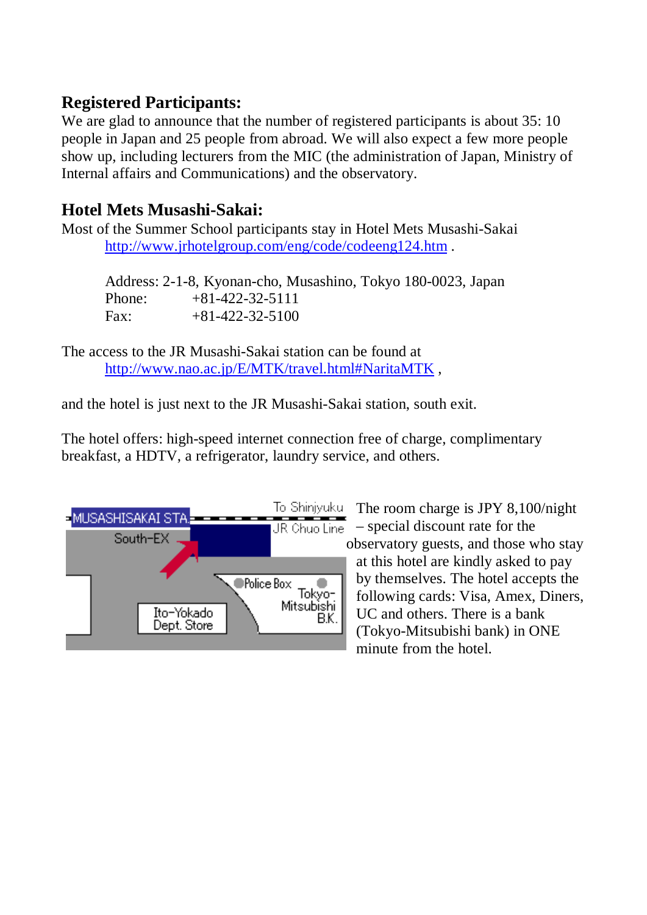## Registered Participants:

We are glad to announce that the number of registered participants is about 35: 10 people in Japan and 25 people from abroad. We will also expect a few more people show up, including lecturers from the MIC (the administration of Japan, Ministry of Internal affairs and Communications) and the observatory.

## Hotel Mets Musashi-Sakai:

Most of the Summer School participants stay in Hotel Mets Musashi-Sakai
 http://www.jrhotelgroup.com/eng/code/codeeng124.htm .

Address: 2-1-8, Kyonan-cho, Musashino, Tokyo 180-0023, Japan
Phone: +81-422-32-5111
Fax: +81-422-32-5100

The access to the JR Musashi-Sakai station can be found at
 http://www.nao.ac.jp/E/MTK/travel.html#NaritaMTK ,

and the hotel is just next to the JR Musashi-Sakai station, south exit.

The hotel offers: high-speed internet connection free of charge, complimentary breakfast, a HDTV, a refrigerator, laundry service, and others.

The room charge is JPY 8,100/night – special discount rate for the observatory guests, and those who stay at this hotel are kindly asked to pay by themselves. The hotel accepts the following cards: Visa, Amex, Diners, UC and others. There is a bank (Tokyo-Mitsubishi bank) in ONE minute from the hotel.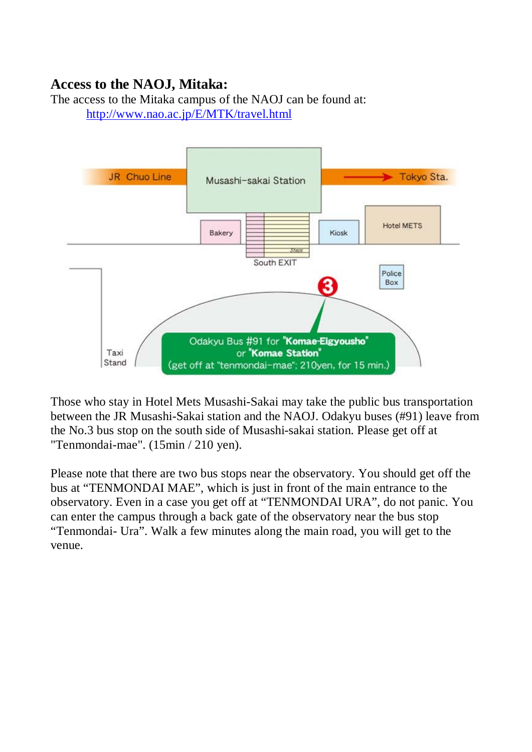## Access to the NAOJ, Mitaka:

The access to the Mitaka campus of the NAOJ can be found at:

http://www.nao.ac.jp/E/MTK/travel.html

JR Chuo Line

Musashi-sakai Station

Tokyo Sta.

Bakery

Kiosk

Hotel METS

Steps

South EXIT

Police Box

3

Taxi Stand

Odakyu Bus #91 for "Komae-Elgyousho" or "Komae Station" (get off at "tenmondai-mae"; 210yen, for 15 min.)

Those who stay in Hotel Mets Musashi-Sakai may take the public bus transportation between the JR Musashi-Sakai station and the NAOJ. Odakyu buses (#91) leave from the No.3 bus stop on the south side of Musashi-sakai station. Please get off at "Tenmondai-mae". (15min / 210 yen).

Please note that there are two bus stops near the observatory. You should get off the bus at “TENMONDAI MAE”, which is just in front of the main entrance to the observatory. Even in a case you get off at “TENMONDAI URA”, do not panic. You can enter the campus through a back gate of the observatory near the bus stop “Tenmondai- Ura”. Walk a few minutes along the main road, you will get to the venue.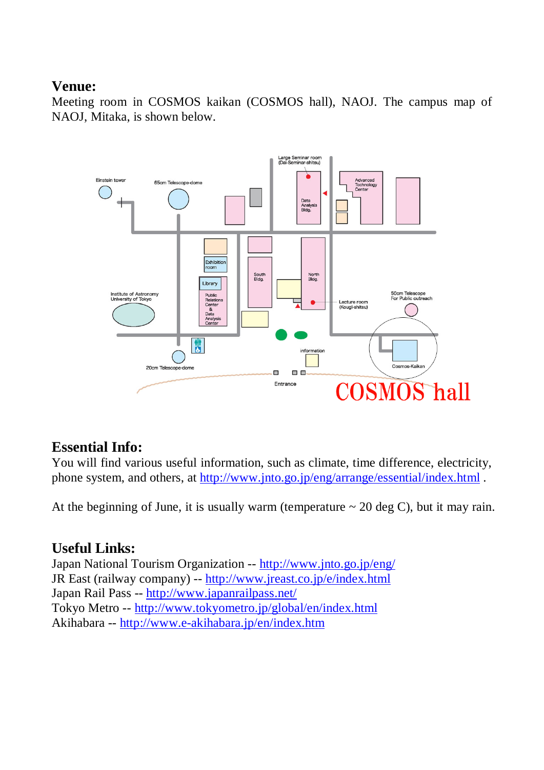## Venue:

Meeting room in COSMOS kaikan (COSMOS hall), NAOJ. The campus map of NAOJ, Mitaka, is shown below.

## Essential Info:

You will find various useful information, such as climate, time difference, electricity, phone system, and others, at http://www.jnto.go.jp/eng/arrange/essential/index.html .

At the beginning of June, it is usually warm (temperature ~ 20 deg C), but it may rain.

## Useful Links:

Japan National Tourism Organization -- http://www.jnto.go.jp/eng/
JR East (railway company) -- http://www.jreast.co.jp/e/index.html
Japan Rail Pass -- http://www.japanrailpass.net/
Tokyo Metro -- http://www.tokyometro.jp/global/en/index.html
Akihabara -- http://www.e-akihabara.jp/en/index.htm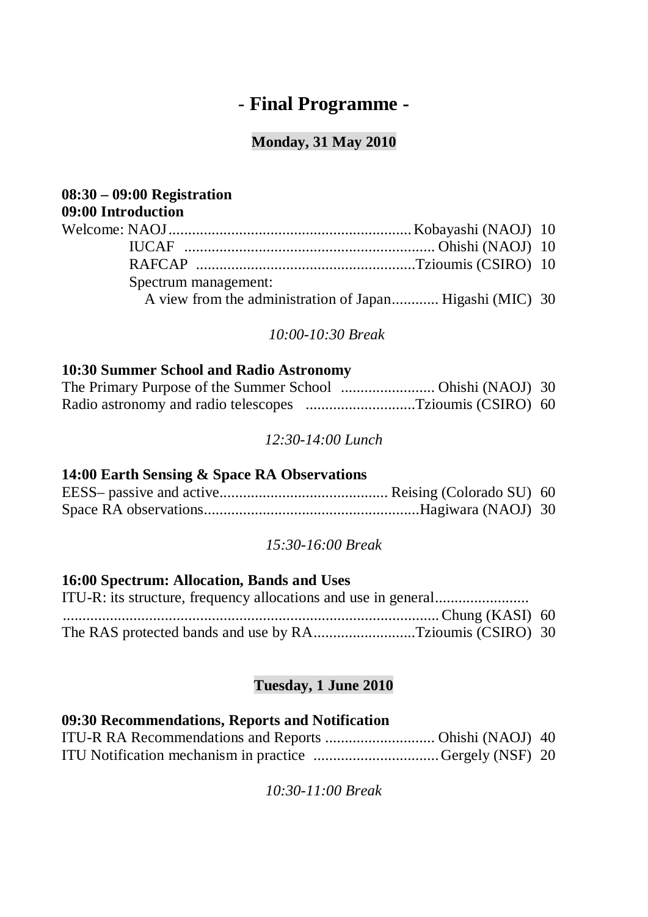# - Final Programme -

## Monday, 31 May 2010

**08:30 – 09:00 Registration**
**09:00 Introduction**

Welcome: NAOJ............................................................. Kobayashi (NAOJ) 10
IUCAF ............................................................... Ohishi (NAOJ) 10
RAFCAP ........................................................Tzioumis (CSIRO) 10
Spectrum management:
A view from the administration of Japan............ Higashi (MIC) 30

*10:00-10:30 Break*

**10:30 Summer School and Radio Astronomy**

The Primary Purpose of the Summer School ........................ Ohishi (NAOJ) 30
Radio astronomy and radio telescopes ............................Tzioumis (CSIRO) 60

*12:30-14:00 Lunch*

**14:00 Earth Sensing & Space RA Observations**

EESS– passive and active........................................... Reising (Colorado SU) 60
Space RA observations.......................................................Hagiwara (NAOJ) 30

*15:30-16:00 Break*

**16:00 Spectrum: Allocation, Bands and Uses**

ITU-R: its structure, frequency allocations and use in general........................
............................................................................................. Chung (KASI) 60
The RAS protected bands and use by RA..........................Tzioumis (CSIRO) 30

## Tuesday, 1 June 2010

**09:30 Recommendations, Reports and Notification**

ITU-R RA Recommendations and Reports ............................ Ohishi (NAOJ) 40
ITU Notification mechanism in practice ................................ Gergely (NSF) 20

*10:30-11:00 Break*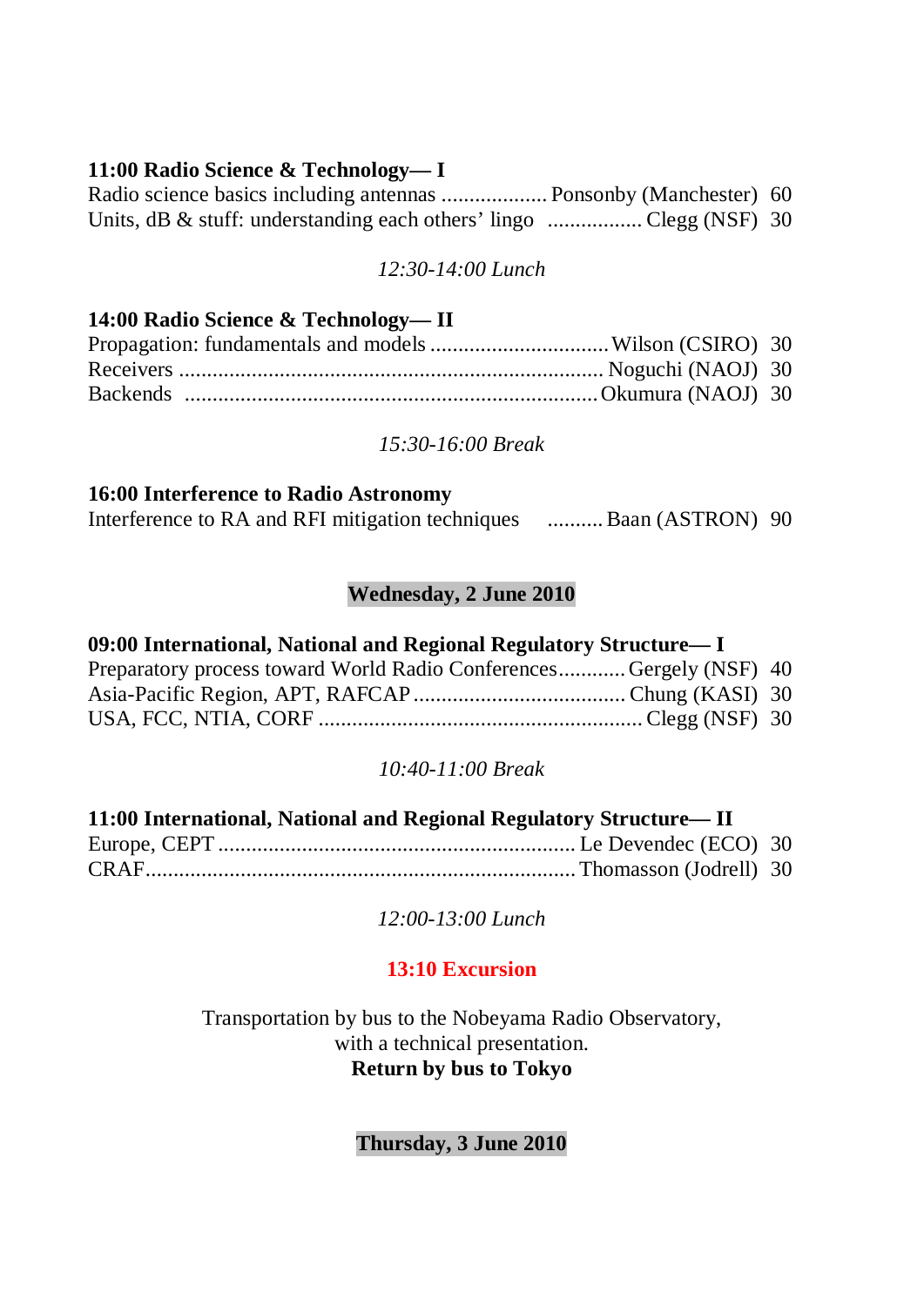**11:00 Radio Science & Technology— I**

Radio science basics including antennas .................. Ponsonby (Manchester) 60
Units, dB & stuff: understanding each others' lingo ................. Clegg (NSF) 30

*12:30-14:00 Lunch*

**14:00 Radio Science & Technology— II**

Propagation: fundamentals and models ................................ Wilson (CSIRO) 30
Receivers ........................................................................... Noguchi (NAOJ) 30
Backends ........................................................................ Okumura (NAOJ) 30

*15:30-16:00 Break*

**16:00 Interference to Radio Astronomy**

Interference to RA and RFI mitigation techniques .......... Baan (ASTRON) 90

## Wednesday, 2 June 2010

**09:00 International, National and Regional Regulatory Structure— I**

Preparatory process toward World Radio Conferences............ Gergely (NSF) 40
Asia-Pacific Region, APT, RAFCAP ...................................... Chung (KASI) 30
USA, FCC, NTIA, CORF ......................................................... Clegg (NSF) 30

*10:40-11:00 Break*

**11:00 International, National and Regional Regulatory Structure— II**

Europe, CEPT ................................................................ Le Devendec (ECO) 30
CRAF............................................................................ Thomasson (Jodrell) 30

*12:00-13:00 Lunch*

**13:10 Excursion**

Transportation by bus to the Nobeyama Radio Observatory,
with a technical presentation.
**Return by bus to Tokyo**

## Thursday, 3 June 2010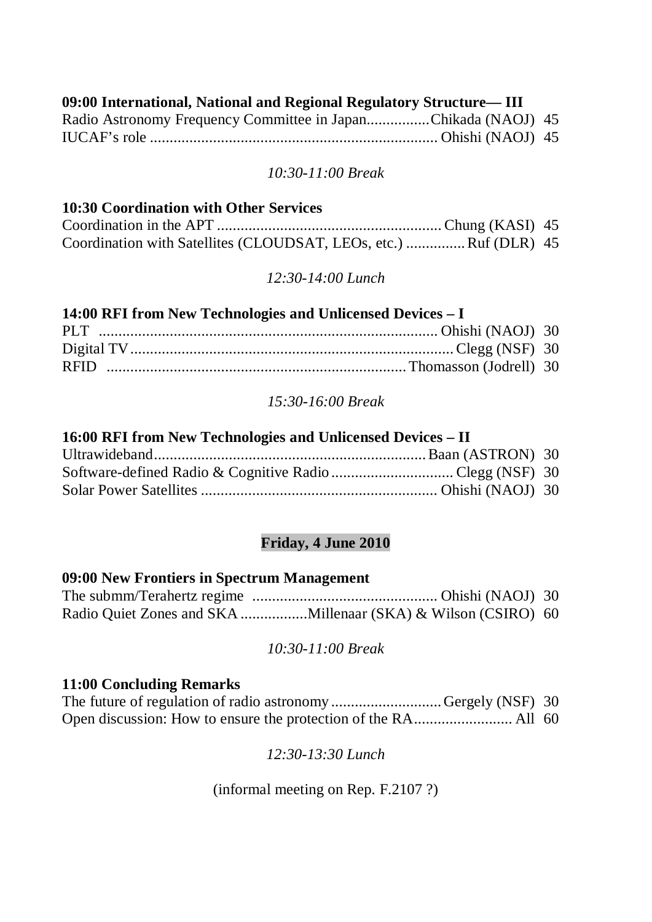**09:00 International, National and Regional Regulatory Structure— III**

Radio Astronomy Frequency Committee in Japan................Chikada (NAOJ) 45
IUCAF's role ........................................................................ Ohishi (NAOJ) 45

*10:30-11:00 Break*

**10:30 Coordination with Other Services**

Coordination in the APT ........................................................ Chung (KASI) 45
Coordination with Satellites (CLOUDSAT, LEOs, etc.) ............... Ruf (DLR) 45

*12:30-14:00 Lunch*

**14:00 RFI from New Technologies and Unlicensed Devices – I**

PLT ..................................................................................... Ohishi (NAOJ) 30
Digital TV .................................................................................. Clegg (NSF) 30
RFID ........................................................................... Thomasson (Jodrell) 30

*15:30-16:00 Break*

**16:00 RFI from New Technologies and Unlicensed Devices – II**

Ultrawideband.................................................................... Baan (ASTRON) 30
Software-defined Radio & Cognitive Radio ............................... Clegg (NSF) 30
Solar Power Satellites ........................................................... Ohishi (NAOJ) 30

## Friday, 4 June 2010

**09:00 New Frontiers in Spectrum Management**

The submm/Terahertz regime ............................................... Ohishi (NAOJ) 30
Radio Quiet Zones and SKA .................Millenaar (SKA) & Wilson (CSIRO) 60

*10:30-11:00 Break*

**11:00 Concluding Remarks**

The future of regulation of radio astronomy ............................ Gergely (NSF) 30
Open discussion: How to ensure the protection of the RA......................... All 60

*12:30-13:30 Lunch*

(informal meeting on Rep. F.2107 ?)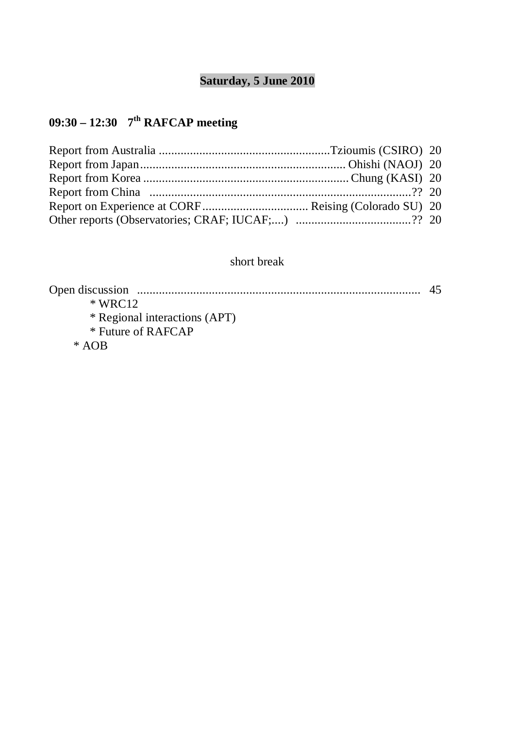**Saturday, 5 June 2010**

## 09:30 – 12:30 7th RAFCAP meeting

Report from Australia ......................................................Tzioumis (CSIRO) 20
Report from Japan................................................................. Ohishi (NAOJ) 20
Report from Korea ................................................................ Chung (KASI) 20
Report from China ...................................................................................?? 20
Report on Experience at CORF.................................. Reising (Colorado SU) 20
Other reports (Observatories; CRAF; IUCAF;....) .....................................?? 20

short break

Open discussion .......................................................................................... 45

* WRC12
* Regional interactions (APT)
* Future of RAFCAP
* AOB